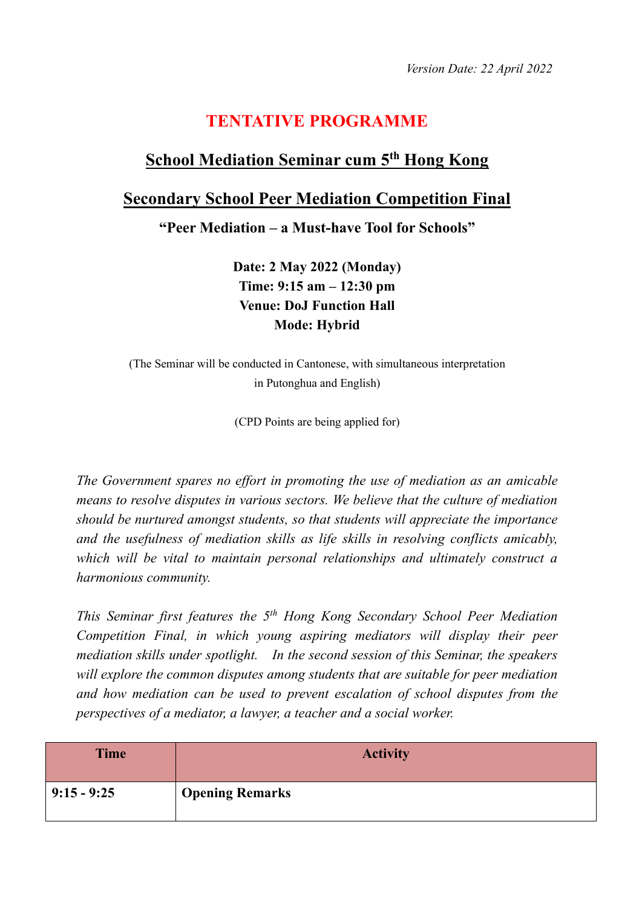*Version Date: 22 April 2022*

# TENTATIVE PROGRAMME

## School Mediation Seminar cum 5th Hong Kong Secondary School Peer Mediation Competition Final

### "Peer Mediation – a Must-have Tool for Schools"

**Date: 2 May 2022 (Monday)**
**Time: 9:15 am – 12:30 pm**
**Venue: DoJ Function Hall**
**Mode: Hybrid**

(The Seminar will be conducted in Cantonese, with simultaneous interpretation in Putonghua and English)

(CPD Points are being applied for)

*The Government spares no effort in promoting the use of mediation as an amicable means to resolve disputes in various sectors. We believe that the culture of mediation should be nurtured amongst students, so that students will appreciate the importance and the usefulness of mediation skills as life skills in resolving conflicts amicably, which will be vital to maintain personal relationships and ultimately construct a harmonious community.*

*This Seminar first features the 5th Hong Kong Secondary School Peer Mediation Competition Final, in which young aspiring mediators will display their peer mediation skills under spotlight. In the second session of this Seminar, the speakers will explore the common disputes among students that are suitable for peer mediation and how mediation can be used to prevent escalation of school disputes from the perspectives of a mediator, a lawyer, a teacher and a social worker.*

| Time | Activity |
|---|---|
| **9:15 - 9:25** | **Opening Remarks** |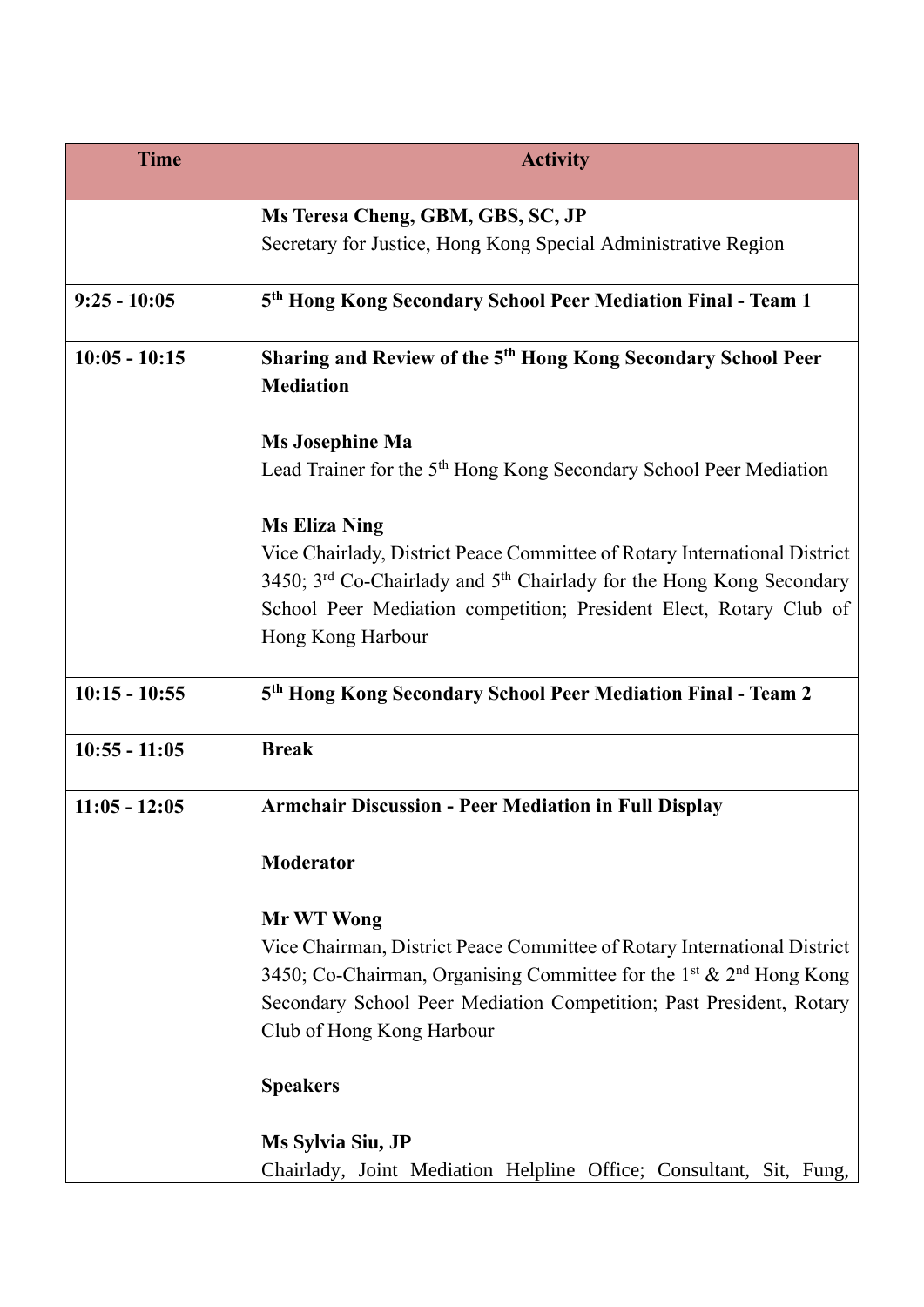| Time | Activity |
|---|---|
| | **Ms Teresa Cheng, GBM, GBS, SC, JP**<br>Secretary for Justice, Hong Kong Special Administrative Region |
| **9:25 - 10:05** | **5th Hong Kong Secondary School Peer Mediation Final - Team 1** |
| **10:05 - 10:15** | **Sharing and Review of the 5th Hong Kong Secondary School Peer Mediation**<br><br>**Ms Josephine Ma**<br>Lead Trainer for the 5th Hong Kong Secondary School Peer Mediation<br><br>**Ms Eliza Ning**<br>Vice Chairlady, District Peace Committee of Rotary International District 3450; 3rd Co-Chairlady and 5th Chairlady for the Hong Kong Secondary School Peer Mediation competition; President Elect, Rotary Club of Hong Kong Harbour |
| **10:15 - 10:55** | **5th Hong Kong Secondary School Peer Mediation Final - Team 2** |
| **10:55 - 11:05** | **Break** |
| **11:05 - 12:05** | **Armchair Discussion - Peer Mediation in Full Display**<br><br>**Moderator**<br><br>**Mr WT Wong**<br>Vice Chairman, District Peace Committee of Rotary International District 3450; Co-Chairman, Organising Committee for the 1st & 2nd Hong Kong Secondary School Peer Mediation Competition; Past President, Rotary Club of Hong Kong Harbour<br><br>**Speakers**<br><br>**Ms Sylvia Siu, JP**<br>Chairlady, Joint Mediation Helpline Office; Consultant, Sit, Fung, |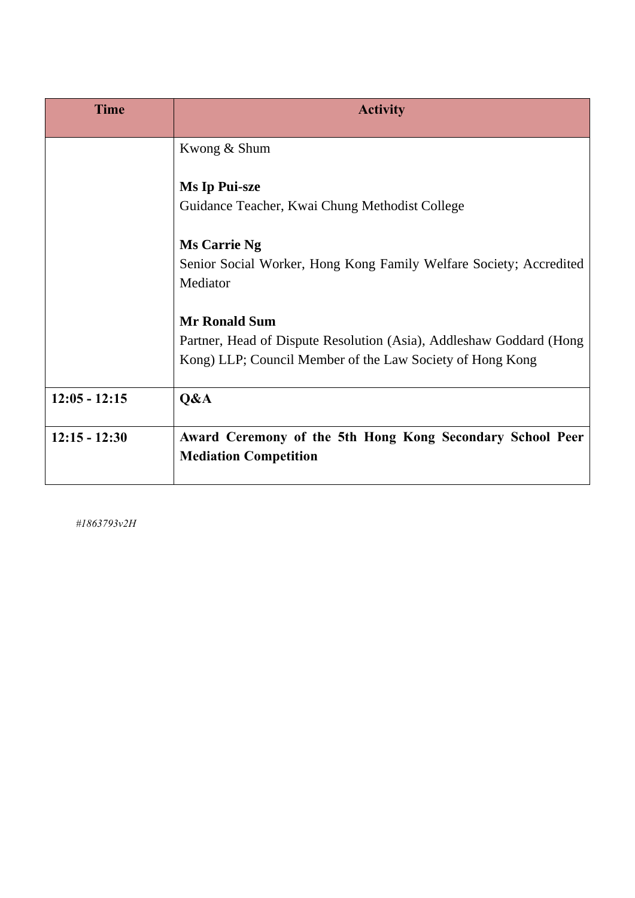| Time | Activity |
|---|---|
| | Kwong & Shum<br><br>**Ms Ip Pui-sze**<br>Guidance Teacher, Kwai Chung Methodist College<br><br>**Ms Carrie Ng**<br>Senior Social Worker, Hong Kong Family Welfare Society; Accredited Mediator<br><br>**Mr Ronald Sum**<br>Partner, Head of Dispute Resolution (Asia), Addleshaw Goddard (Hong Kong) LLP; Council Member of the Law Society of Hong Kong |
| **12:05 - 12:15** | **Q&A** |
| **12:15 - 12:30** | **Award Ceremony of the 5th Hong Kong Secondary School Peer Mediation Competition** |

*#1863793v2H*